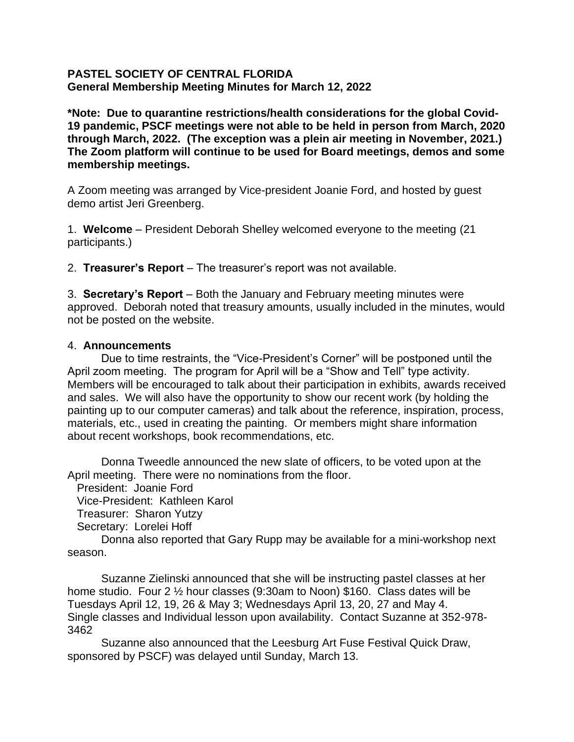**PASTEL SOCIETY OF CENTRAL FLORIDA**
**General Membership Meeting Minutes for March 12, 2022**

**\*Note: Due to quarantine restrictions/health considerations for the global Covid-19 pandemic, PSCF meetings were not able to be held in person from March, 2020 through March, 2022. (The exception was a plein air meeting in November, 2021.) The Zoom platform will continue to be used for Board meetings, demos and some membership meetings.**

A Zoom meeting was arranged by Vice-president Joanie Ford, and hosted by guest demo artist Jeri Greenberg.

1. **Welcome** – President Deborah Shelley welcomed everyone to the meeting (21 participants.)

2. **Treasurer's Report** – The treasurer's report was not available.

3. **Secretary's Report** – Both the January and February meeting minutes were approved. Deborah noted that treasury amounts, usually included in the minutes, would not be posted on the website.

4. **Announcements**

Due to time restraints, the "Vice-President's Corner" will be postponed until the April zoom meeting. The program for April will be a "Show and Tell" type activity. Members will be encouraged to talk about their participation in exhibits, awards received and sales. We will also have the opportunity to show our recent work (by holding the painting up to our computer cameras) and talk about the reference, inspiration, process, materials, etc., used in creating the painting. Or members might share information about recent workshops, book recommendations, etc.

Donna Tweedle announced the new slate of officers, to be voted upon at the April meeting. There were no nominations from the floor.

President: Joanie Ford
Vice-President: Kathleen Karol
Treasurer: Sharon Yutzy
Secretary: Lorelei Hoff

Donna also reported that Gary Rupp may be available for a mini-workshop next season.

Suzanne Zielinski announced that she will be instructing pastel classes at her home studio. Four 2 ½ hour classes (9:30am to Noon) $160. Class dates will be Tuesdays April 12, 19, 26 & May 3; Wednesdays April 13, 20, 27 and May 4. Single classes and Individual lesson upon availability. Contact Suzanne at 352-978-3462

Suzanne also announced that the Leesburg Art Fuse Festival Quick Draw, sponsored by PSCF) was delayed until Sunday, March 13.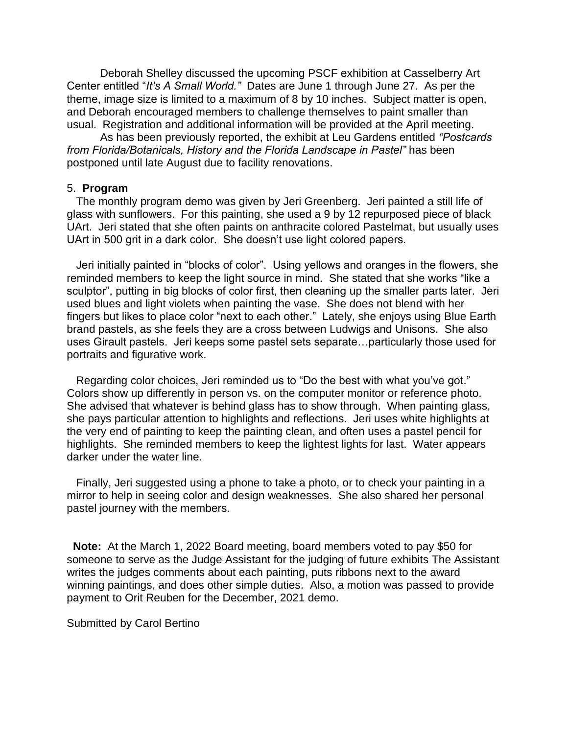Deborah Shelley discussed the upcoming PSCF exhibition at Casselberry Art Center entitled "*It's A Small World.*" Dates are June 1 through June 27. As per the theme, image size is limited to a maximum of 8 by 10 inches. Subject matter is open, and Deborah encouraged members to challenge themselves to paint smaller than usual. Registration and additional information will be provided at the April meeting.

As has been previously reported, the exhibit at Leu Gardens entitled *"Postcards from Florida/Botanicals, History and the Florida Landscape in Pastel"* has been postponed until late August due to facility renovations.

5. **Program**

The monthly program demo was given by Jeri Greenberg. Jeri painted a still life of glass with sunflowers. For this painting, she used a 9 by 12 repurposed piece of black UArt. Jeri stated that she often paints on anthracite colored Pastelmat, but usually uses UArt in 500 grit in a dark color. She doesn't use light colored papers.

Jeri initially painted in "blocks of color". Using yellows and oranges in the flowers, she reminded members to keep the light source in mind. She stated that she works "like a sculptor", putting in big blocks of color first, then cleaning up the smaller parts later. Jeri used blues and light violets when painting the vase. She does not blend with her fingers but likes to place color "next to each other." Lately, she enjoys using Blue Earth brand pastels, as she feels they are a cross between Ludwigs and Unisons. She also uses Girault pastels. Jeri keeps some pastel sets separate…particularly those used for portraits and figurative work.

Regarding color choices, Jeri reminded us to "Do the best with what you've got." Colors show up differently in person vs. on the computer monitor or reference photo. She advised that whatever is behind glass has to show through. When painting glass, she pays particular attention to highlights and reflections. Jeri uses white highlights at the very end of painting to keep the painting clean, and often uses a pastel pencil for highlights. She reminded members to keep the lightest lights for last. Water appears darker under the water line.

Finally, Jeri suggested using a phone to take a photo, or to check your painting in a mirror to help in seeing color and design weaknesses. She also shared her personal pastel journey with the members.

**Note:** At the March 1, 2022 Board meeting, board members voted to pay $50 for someone to serve as the Judge Assistant for the judging of future exhibits The Assistant writes the judges comments about each painting, puts ribbons next to the award winning paintings, and does other simple duties. Also, a motion was passed to provide payment to Orit Reuben for the December, 2021 demo.

Submitted by Carol Bertino